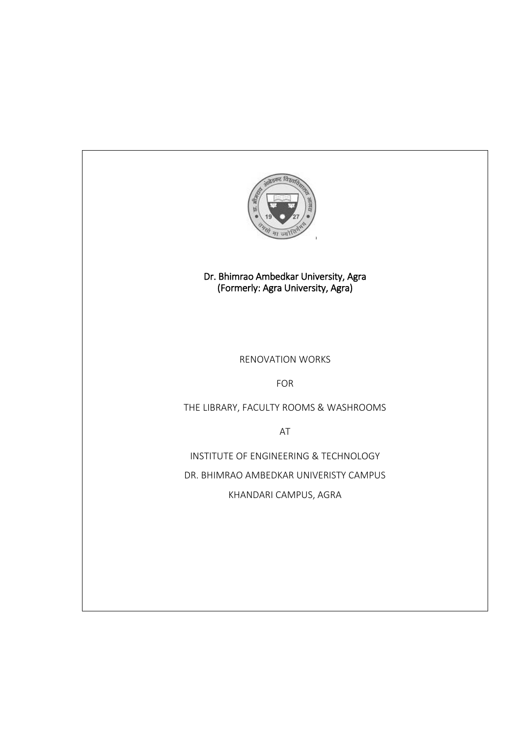Dr. Bhimrao Ambedkar University, Agra
(Formerly: Agra University, Agra)

RENOVATION WORKS

FOR

THE LIBRARY, FACULTY ROOMS & WASHROOMS

AT

INSTITUTE OF ENGINEERING & TECHNOLOGY

DR. BHIMRAO AMBEDKAR UNIVERISTY CAMPUS

KHANDARI CAMPUS, AGRA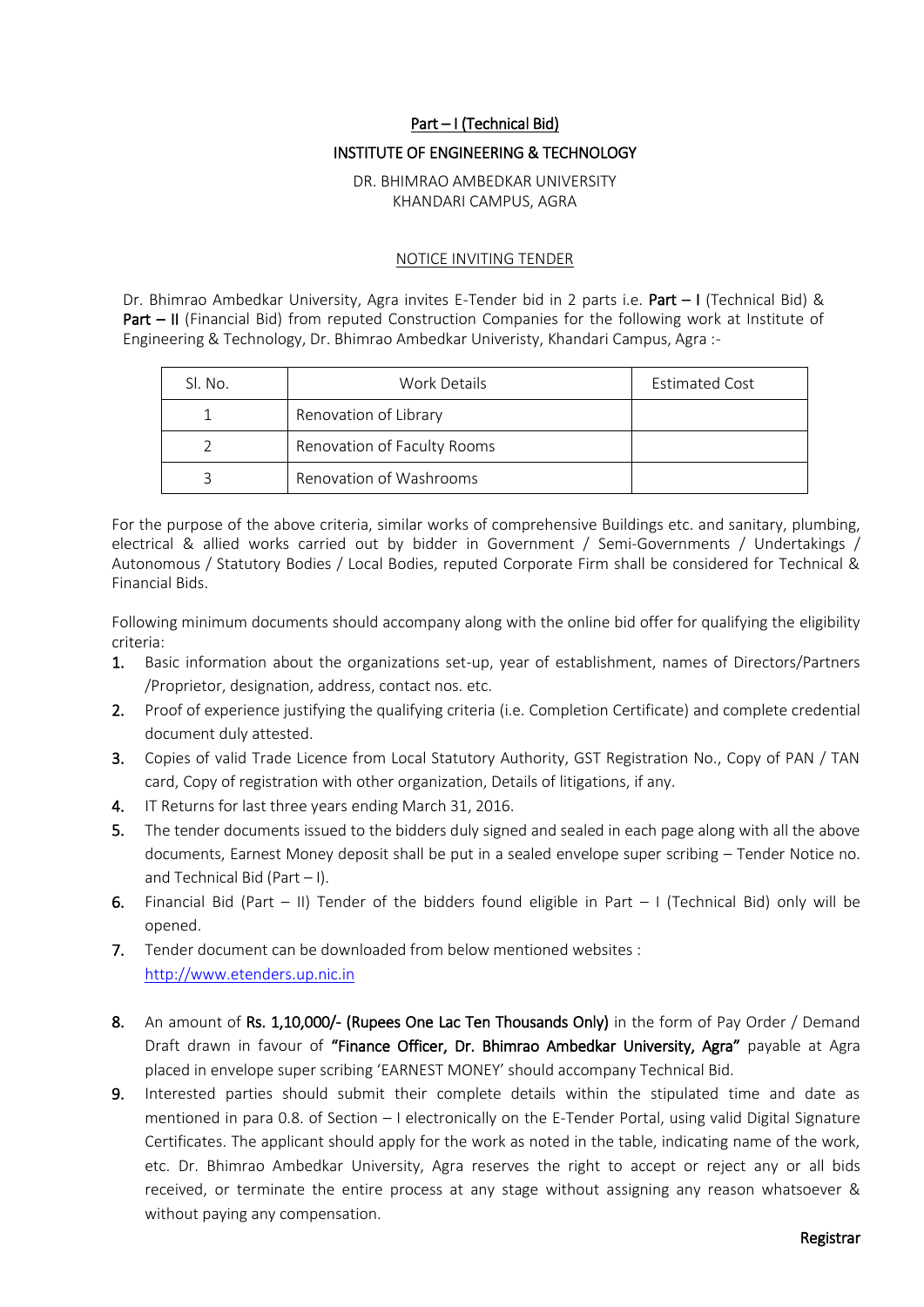## Part – I (Technical Bid)

## INSTITUTE OF ENGINEERING & TECHNOLOGY

DR. BHIMRAO AMBEDKAR UNIVERSITY
KHANDARI CAMPUS, AGRA

### NOTICE INVITING TENDER

Dr. Bhimrao Ambedkar University, Agra invites E-Tender bid in 2 parts i.e. **Part – I** (Technical Bid) & **Part – II** (Financial Bid) from reputed Construction Companies for the following work at Institute of Engineering & Technology, Dr. Bhimrao Ambedkar Univeristy, Khandari Campus, Agra :-

| Sl. No. | Work Details | Estimated Cost |
|---|---|---|
| 1 | Renovation of Library | |
| 2 | Renovation of Faculty Rooms | |
| 3 | Renovation of Washrooms | |

For the purpose of the above criteria, similar works of comprehensive Buildings etc. and sanitary, plumbing, electrical & allied works carried out by bidder in Government / Semi-Governments / Undertakings / Autonomous / Statutory Bodies / Local Bodies, reputed Corporate Firm shall be considered for Technical & Financial Bids.

Following minimum documents should accompany along with the online bid offer for qualifying the eligibility criteria:

1. Basic information about the organizations set-up, year of establishment, names of Directors/Partners /Proprietor, designation, address, contact nos. etc.
2. Proof of experience justifying the qualifying criteria (i.e. Completion Certificate) and complete credential document duly attested.
3. Copies of valid Trade Licence from Local Statutory Authority, GST Registration No., Copy of PAN / TAN card, Copy of registration with other organization, Details of litigations, if any.
4. IT Returns for last three years ending March 31, 2016.
5. The tender documents issued to the bidders duly signed and sealed in each page along with all the above documents, Earnest Money deposit shall be put in a sealed envelope super scribing – Tender Notice no. and Technical Bid (Part – I).
6. Financial Bid (Part – II) Tender of the bidders found eligible in Part – I (Technical Bid) only will be opened.
7. Tender document can be downloaded from below mentioned websites : http://www.etenders.up.nic.in
8. An amount of **Rs. 1,10,000/- (Rupees One Lac Ten Thousands Only)** in the form of Pay Order / Demand Draft drawn in favour of **"Finance Officer, Dr. Bhimrao Ambedkar University, Agra"** payable at Agra placed in envelope super scribing 'EARNEST MONEY' should accompany Technical Bid.
9. Interested parties should submit their complete details within the stipulated time and date as mentioned in para 0.8. of Section – I electronically on the E-Tender Portal, using valid Digital Signature Certificates. The applicant should apply for the work as noted in the table, indicating name of the work, etc. Dr. Bhimrao Ambedkar University, Agra reserves the right to accept or reject any or all bids received, or terminate the entire process at any stage without assigning any reason whatsoever & without paying any compensation.

**Registrar**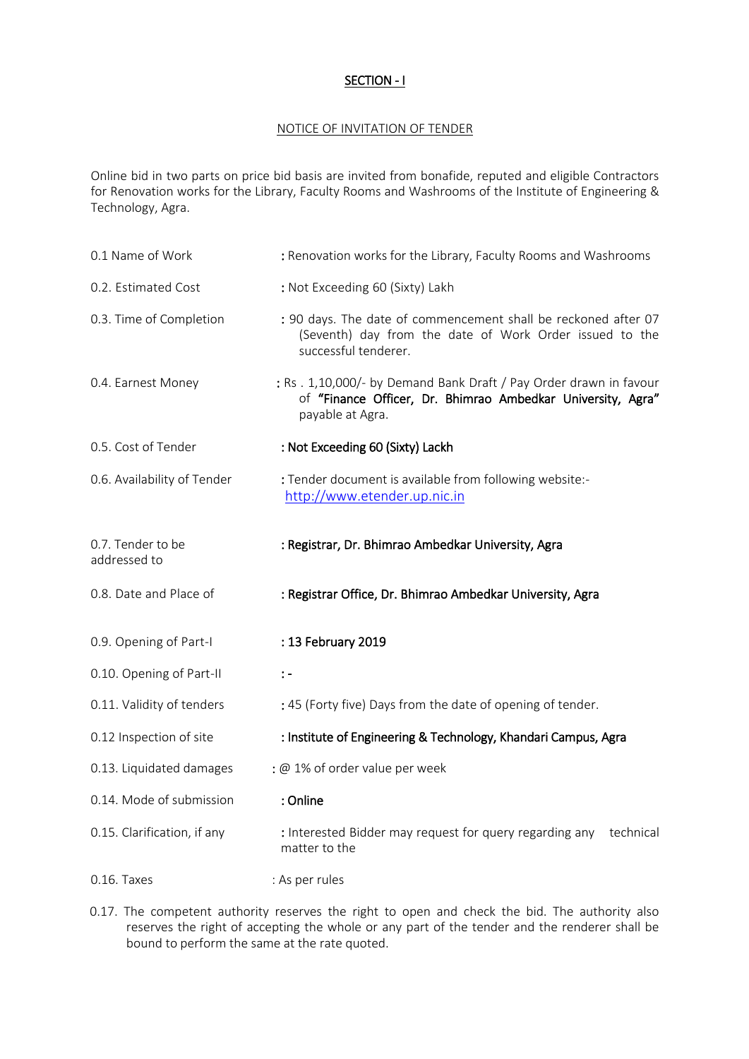## SECTION - I

### NOTICE OF INVITATION OF TENDER

Online bid in two parts on price bid basis are invited from bonafide, reputed and eligible Contractors for Renovation works for the Library, Faculty Rooms and Washrooms of the Institute of Engineering & Technology, Agra.

| | |
|---|---|
| 0.1 Name of Work | : Renovation works for the Library, Faculty Rooms and Washrooms |
| 0.2. Estimated Cost | : Not Exceeding 60 (Sixty) Lakh |
| 0.3. Time of Completion | : 90 days. The date of commencement shall be reckoned after 07 (Seventh) day from the date of Work Order issued to the successful tenderer. |
| 0.4. Earnest Money | : Rs . 1,10,000/- by Demand Bank Draft / Pay Order drawn in favour of **"Finance Officer, Dr. Bhimrao Ambedkar University, Agra"** payable at Agra. |
| 0.5. Cost of Tender | : Not Exceeding 60 (Sixty) Lackh |
| 0.6. Availability of Tender | : Tender document is available from following website:- http://www.etender.up.nic.in |
| 0.7. Tender to be addressed to | : Registrar, Dr. Bhimrao Ambedkar University, Agra |
| 0.8. Date and Place of | : Registrar Office, Dr. Bhimrao Ambedkar University, Agra |
| 0.9. Opening of Part-I | : 13 February 2019 |
| 0.10. Opening of Part-II | : - |
| 0.11. Validity of tenders | : 45 (Forty five) Days from the date of opening of tender. |
| 0.12 Inspection of site | : Institute of Engineering & Technology, Khandari Campus, Agra |
| 0.13. Liquidated damages | : @ 1% of order value per week |
| 0.14. Mode of submission | : Online |
| 0.15. Clarification, if any | : Interested Bidder may request for query regarding any technical matter to the |
| 0.16. Taxes | : As per rules |

0.17. The competent authority reserves the right to open and check the bid. The authority also reserves the right of accepting the whole or any part of the tender and the renderer shall be bound to perform the same at the rate quoted.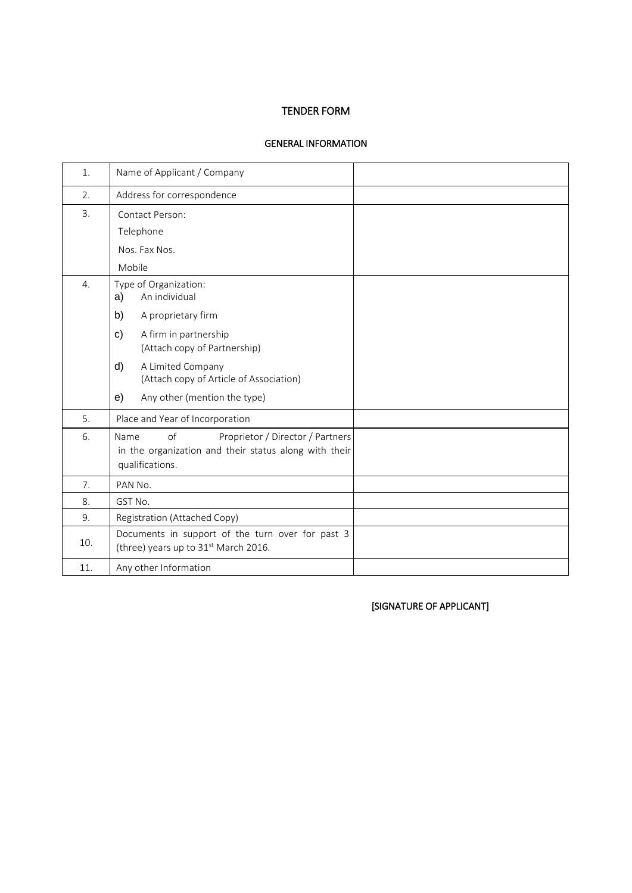# TENDER FORM

## GENERAL INFORMATION

| | | |
|---|---|---|
| 1. | Name of Applicant / Company | |
| 2. | Address for correspondence | |
| 3. | Contact Person:<br>Telephone<br>Nos. Fax Nos.<br>Mobile | |
| 4. | Type of Organization:<br>a) An individual<br>b) A proprietary firm<br>c) A firm in partnership (Attach copy of Partnership)<br>d) A Limited Company (Attach copy of Article of Association)<br>e) Any other (mention the type) | |
| 5. | Place and Year of Incorporation | |
| 6. | Name of Proprietor / Director / Partners in the organization and their status along with their qualifications. | |
| 7. | PAN No. | |
| 8. | GST No. | |
| 9. | Registration (Attached Copy) | |
| 10. | Documents in support of the turn over for past 3 (three) years up to 31st March 2016. | |
| 11. | Any other Information | |

[SIGNATURE OF APPLICANT]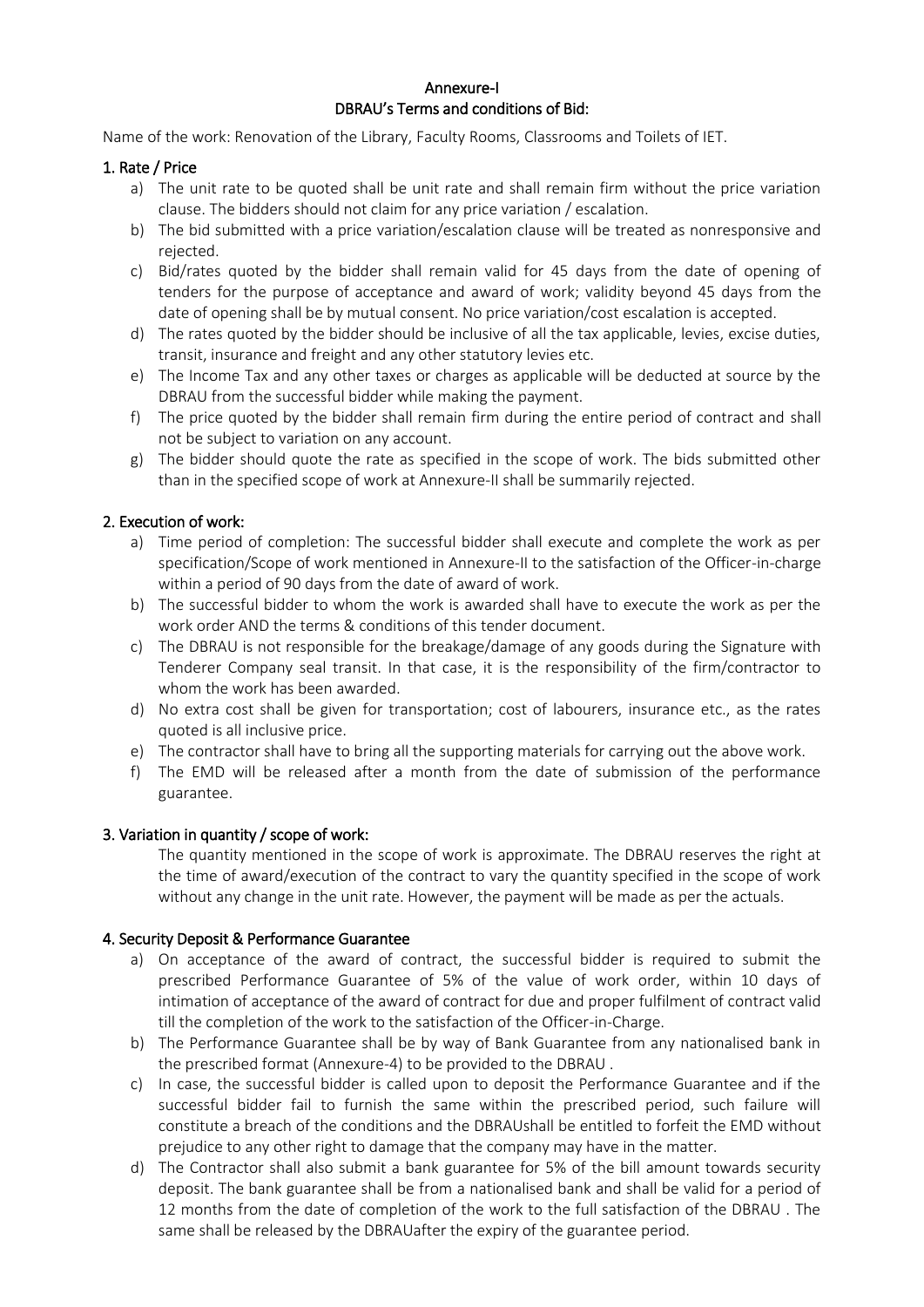# Annexure-I

## DBRAU's Terms and conditions of Bid:

Name of the work: Renovation of the Library, Faculty Rooms, Classrooms and Toilets of IET.

### 1. Rate / Price

a) The unit rate to be quoted shall be unit rate and shall remain firm without the price variation clause. The bidders should not claim for any price variation / escalation.

b) The bid submitted with a price variation/escalation clause will be treated as nonresponsive and rejected.

c) Bid/rates quoted by the bidder shall remain valid for 45 days from the date of opening of tenders for the purpose of acceptance and award of work; validity beyond 45 days from the date of opening shall be by mutual consent. No price variation/cost escalation is accepted.

d) The rates quoted by the bidder should be inclusive of all the tax applicable, levies, excise duties, transit, insurance and freight and any other statutory levies etc.

e) The Income Tax and any other taxes or charges as applicable will be deducted at source by the DBRAU from the successful bidder while making the payment.

f) The price quoted by the bidder shall remain firm during the entire period of contract and shall not be subject to variation on any account.

g) The bidder should quote the rate as specified in the scope of work. The bids submitted other than in the specified scope of work at Annexure-II shall be summarily rejected.

### 2. Execution of work:

a) Time period of completion: The successful bidder shall execute and complete the work as per specification/Scope of work mentioned in Annexure-II to the satisfaction of the Officer-in-charge within a period of 90 days from the date of award of work.

b) The successful bidder to whom the work is awarded shall have to execute the work as per the work order AND the terms & conditions of this tender document.

c) The DBRAU is not responsible for the breakage/damage of any goods during the Signature with Tenderer Company seal transit. In that case, it is the responsibility of the firm/contractor to whom the work has been awarded.

d) No extra cost shall be given for transportation; cost of labourers, insurance etc., as the rates quoted is all inclusive price.

e) The contractor shall have to bring all the supporting materials for carrying out the above work.

f) The EMD will be released after a month from the date of submission of the performance guarantee.

### 3. Variation in quantity / scope of work:

The quantity mentioned in the scope of work is approximate. The DBRAU reserves the right at the time of award/execution of the contract to vary the quantity specified in the scope of work without any change in the unit rate. However, the payment will be made as per the actuals.

### 4. Security Deposit & Performance Guarantee

a) On acceptance of the award of contract, the successful bidder is required to submit the prescribed Performance Guarantee of 5% of the value of work order, within 10 days of intimation of acceptance of the award of contract for due and proper fulfilment of contract valid till the completion of the work to the satisfaction of the Officer-in-Charge.

b) The Performance Guarantee shall be by way of Bank Guarantee from any nationalised bank in the prescribed format (Annexure-4) to be provided to the DBRAU .

c) In case, the successful bidder is called upon to deposit the Performance Guarantee and if the successful bidder fail to furnish the same within the prescribed period, such failure will constitute a breach of the conditions and the DBRAUshall be entitled to forfeit the EMD without prejudice to any other right to damage that the company may have in the matter.

d) The Contractor shall also submit a bank guarantee for 5% of the bill amount towards security deposit. The bank guarantee shall be from a nationalised bank and shall be valid for a period of 12 months from the date of completion of the work to the full satisfaction of the DBRAU . The same shall be released by the DBRAUafter the expiry of the guarantee period.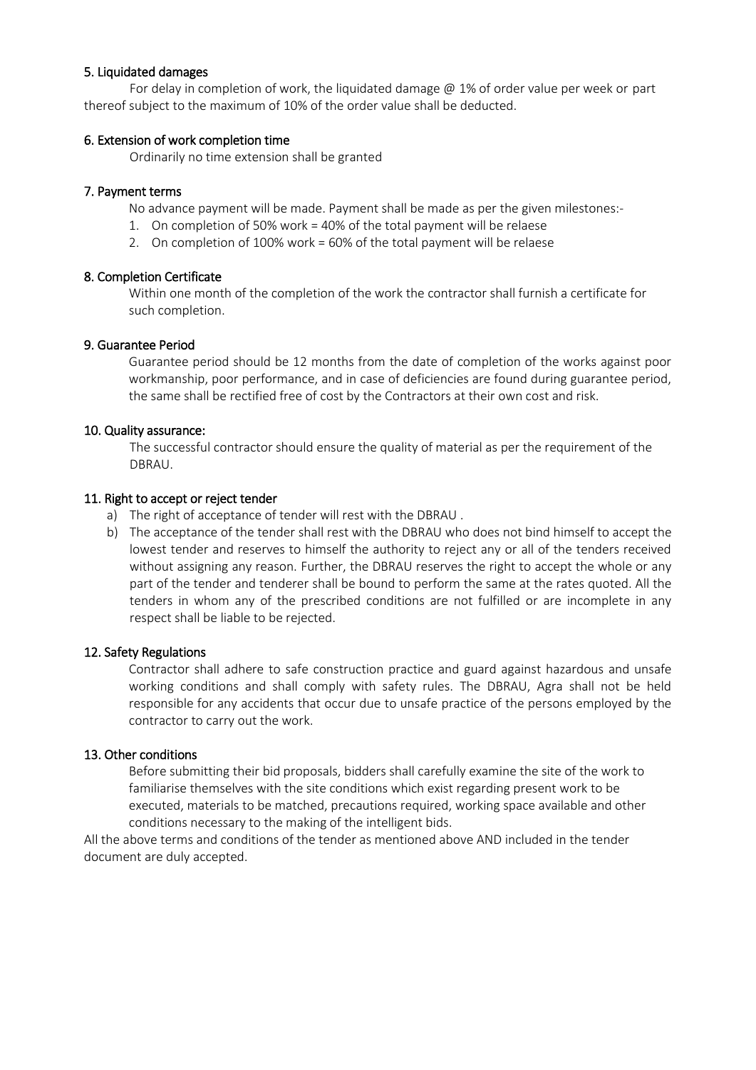### 5. Liquidated damages

For delay in completion of work, the liquidated damage @ 1% of order value per week or part thereof subject to the maximum of 10% of the order value shall be deducted.

### 6. Extension of work completion time

Ordinarily no time extension shall be granted

### 7. Payment terms

No advance payment will be made. Payment shall be made as per the given milestones:-

1. On completion of 50% work = 40% of the total payment will be relaese
2. On completion of 100% work = 60% of the total payment will be relaese

### 8. Completion Certificate

Within one month of the completion of the work the contractor shall furnish a certificate for such completion.

### 9. Guarantee Period

Guarantee period should be 12 months from the date of completion of the works against poor workmanship, poor performance, and in case of deficiencies are found during guarantee period, the same shall be rectified free of cost by the Contractors at their own cost and risk.

### 10. Quality assurance:

The successful contractor should ensure the quality of material as per the requirement of the DBRAU.

### 11. Right to accept or reject tender

a) The right of acceptance of tender will rest with the DBRAU .

b) The acceptance of the tender shall rest with the DBRAU who does not bind himself to accept the lowest tender and reserves to himself the authority to reject any or all of the tenders received without assigning any reason. Further, the DBRAU reserves the right to accept the whole or any part of the tender and tenderer shall be bound to perform the same at the rates quoted. All the tenders in whom any of the prescribed conditions are not fulfilled or are incomplete in any respect shall be liable to be rejected.

### 12. Safety Regulations

Contractor shall adhere to safe construction practice and guard against hazardous and unsafe working conditions and shall comply with safety rules. The DBRAU, Agra shall not be held responsible for any accidents that occur due to unsafe practice of the persons employed by the contractor to carry out the work.

### 13. Other conditions

Before submitting their bid proposals, bidders shall carefully examine the site of the work to familiarise themselves with the site conditions which exist regarding present work to be executed, materials to be matched, precautions required, working space available and other conditions necessary to the making of the intelligent bids.

All the above terms and conditions of the tender as mentioned above AND included in the tender document are duly accepted.